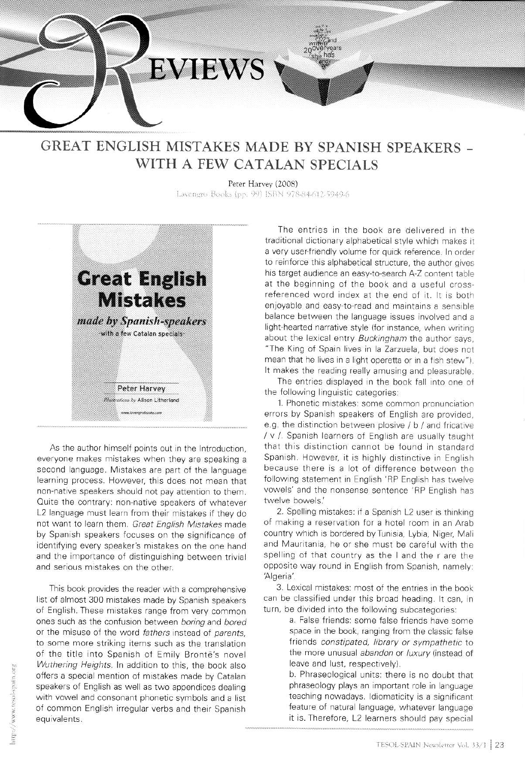# REVIEWS

## GREAT ENGLISH MISTAKES MADE BY SPANISH SPEAKERS - WITH A FEW CATALAN SPECIALS

Peter Harvey (2008)
Lavengro Books (pp. 99) ISBN 978-84-612-5949-6

As the author himself points out in the Introduction, everyone makes mistakes when they are speaking a second language. Mistakes are part of the language learning process. However, this does not mean that non-native speakers should not pay attention to them. Quite the contrary: non-native speakers of whatever L2 language must learn from their mistakes if they do not want to learn them. *Great English Mistakes* made by Spanish speakers focuses on the significance of identifying every speaker's mistakes on the one hand and the importance of distinguishing between trivial and serious mistakes on the other.

This book provides the reader with a comprehensive list of almost 300 mistakes made by Spanish speakers of English. These mistakes range from very common ones such as the confusion between *boring* and *bored* or the misuse of the word *fathers* instead of *parents*, to some more striking items such as the translation of the title into Spanish of Emily Brontë's novel *Wuthering Heights*. In addition to this, the book also offers a special mention of mistakes made by Catalan speakers of English as well as two appendices dealing with vowel and consonant phonetic symbols and a list of common English irregular verbs and their Spanish equivalents.

The entries in the book are delivered in the traditional dictionary alphabetical style which makes it a very user-friendly volume for quick reference. In order to reinforce this alphabetical structure, the author gives his target audience an easy-to-search A-Z content table at the beginning of the book and a useful cross-referenced word index at the end of it. It is both enjoyable and easy-to-read and maintains a sensible balance between the language issues involved and a light-hearted narrative style (for instance, when writing about the lexical entry *Buckingham* the author says, "The King of Spain lives in la Zarzuela, but does not mean that he lives in a light operetta or in a fish stew"). It makes the reading really amusing and pleasurable.

The entries displayed in the book fall into one of the following linguistic categories:

1. Phonetic mistakes: some common pronunciation errors by Spanish speakers of English are provided, e.g. the distinction between plosive / b / and fricative / v /. Spanish learners of English are usually taught that this distinction cannot be found in standard Spanish. However, it is highly distinctive in English because there is a lot of difference between the following statement in English 'RP English has twelve vowels' and the nonsense sentence 'RP English has twelve bowels.'

2. Spelling mistakes: if a Spanish L2 user is thinking of making a reservation for a hotel room in an Arab country which is bordered by Tunisia, Lybia, Niger, Mali and Mauritania, he or she must be careful with the spelling of that country as the l and the r are the opposite way round in English from Spanish, namely: 'Algeria'.

3. Lexical mistakes: most of the entries in the book can be classified under this broad heading. It can, in turn, be divided into the following subcategories:

   a. False friends: some false friends have some space in the book, ranging from the classic false friends *constipated, library* or *sympathetic* to the more unusual *abandon* or *luxury* (instead of leave and lust, respectively).

   b. Phraseological units: there is no doubt that phraseology plays an important role in language teaching nowadays. Idiomaticity is a significant feature of natural language, whatever language it is. Therefore, L2 learners should pay special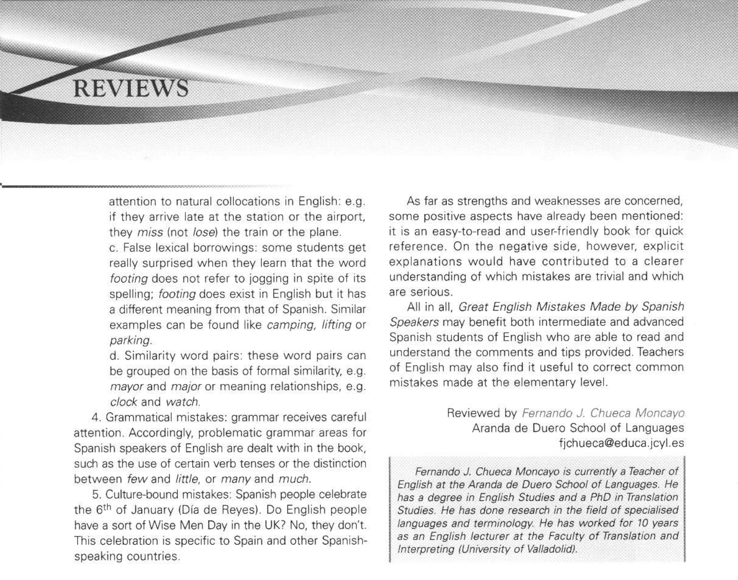attention to natural collocations in English: e.g. if they arrive late at the station or the airport, they *miss* (not *lose*) the train or the plane.

c. False lexical borrowings: some students get really surprised when they learn that the word *footing* does not refer to jogging in spite of its spelling; *footing* does exist in English but it has a different meaning from that of Spanish. Similar examples can be found like *camping*, *lifting* or *parking*.

d. Similarity word pairs: these word pairs can be grouped on the basis of formal similarity, e.g. *mayor* and *major* or meaning relationships, e.g. *clock* and *watch*.

4. Grammatical mistakes: grammar receives careful attention. Accordingly, problematic grammar areas for Spanish speakers of English are dealt with in the book, such as the use of certain verb tenses or the distinction between *few* and *little*, or *many* and *much*.

5. Culture-bound mistakes: Spanish people celebrate the 6th of January (Día de Reyes). Do English people have a sort of Wise Men Day in the UK? No, they don't. This celebration is specific to Spain and other Spanish-speaking countries.

As far as strengths and weaknesses are concerned, some positive aspects have already been mentioned: it is an easy-to-read and user-friendly book for quick reference. On the negative side, however, explicit explanations would have contributed to a clearer understanding of which mistakes are trivial and which are serious.

All in all, *Great English Mistakes Made by Spanish Speakers* may benefit both intermediate and advanced Spanish students of English who are able to read and understand the comments and tips provided. Teachers of English may also find it useful to correct common mistakes made at the elementary level.

Reviewed by *Fernando J. Chueca Moncayo*
Aranda de Duero School of Languages
fjchueca@educa.jcyl.es

*Fernando J. Chueca Moncayo is currently a Teacher of English at the Aranda de Duero School of Languages. He has a degree in English Studies and a PhD in Translation Studies. He has done research in the field of specialised languages and terminology. He has worked for 10 years as an English lecturer at the Faculty of Translation and Interpreting (University of Valladolid).*